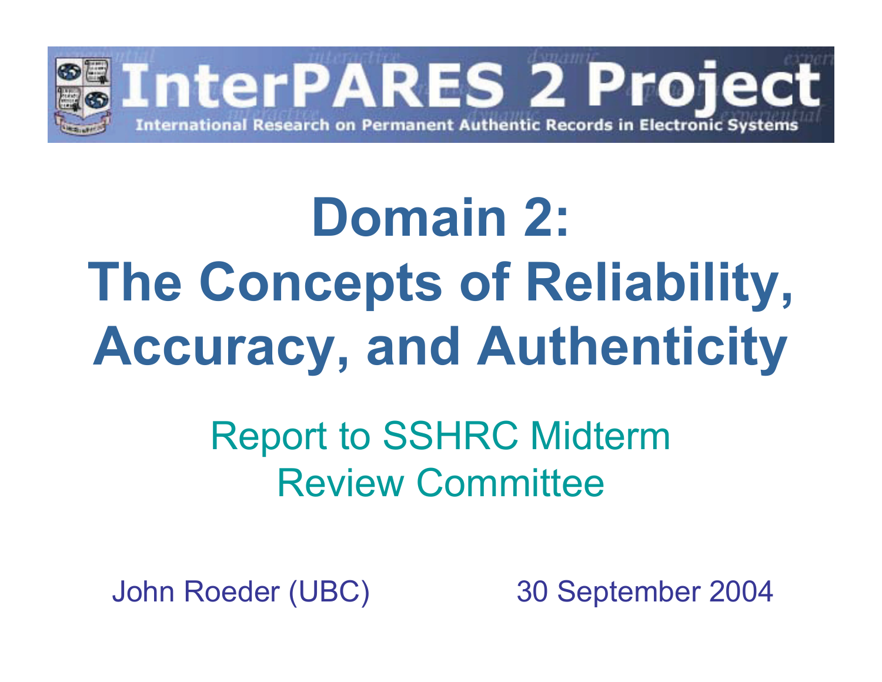# InterPARES 2 Project

International Research on Permanent Authentic Records in Electronic Systems

# Domain 2: The Concepts of Reliability, Accuracy, and Authenticity

Report to SSHRC Midterm Review Committee

John Roeder (UBC)

30 September 2004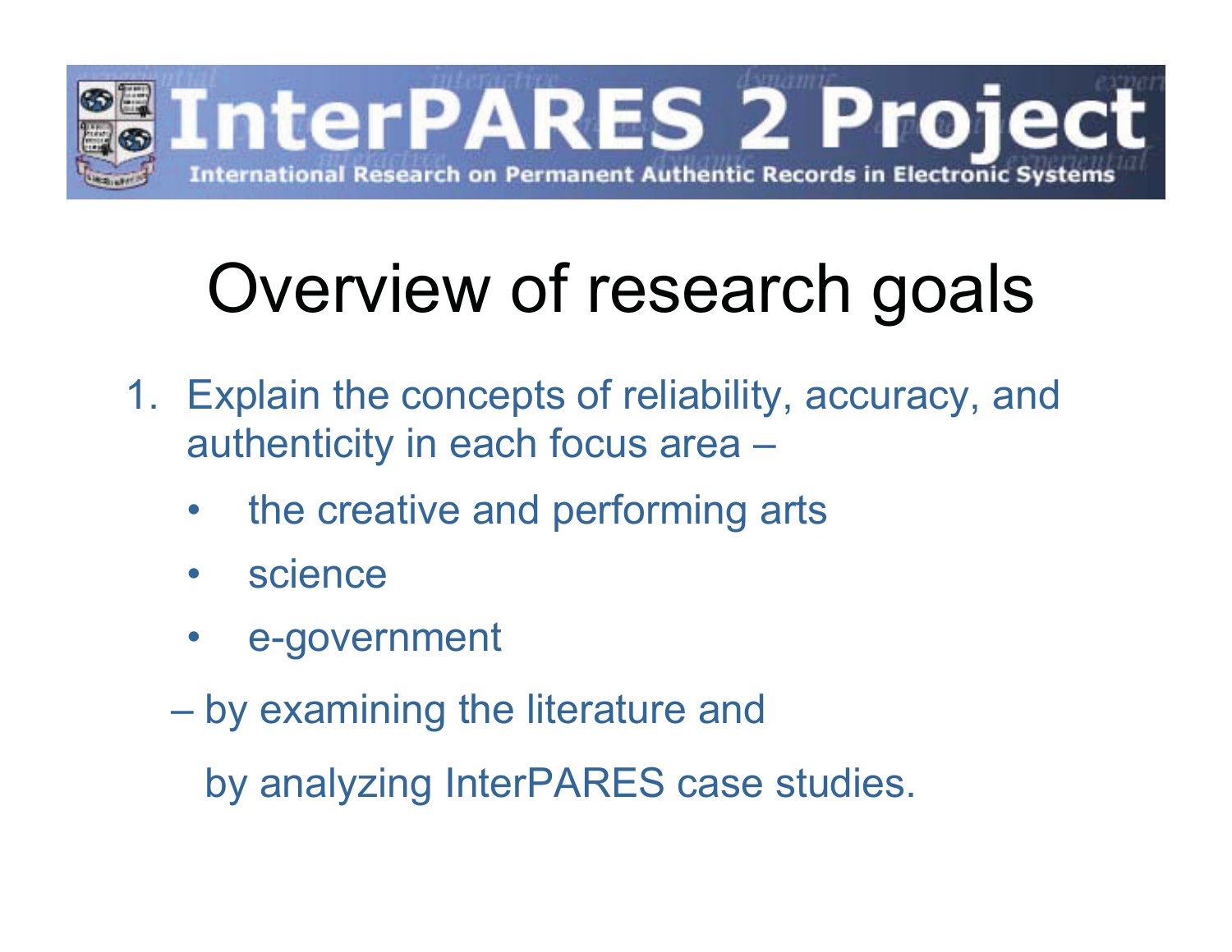# Overview of research goals

1. Explain the concepts of reliability, accuracy, and authenticity in each focus area –
   - the creative and performing arts
   - science
   - e-government

   – by examining the literature and

   by analyzing InterPARES case studies.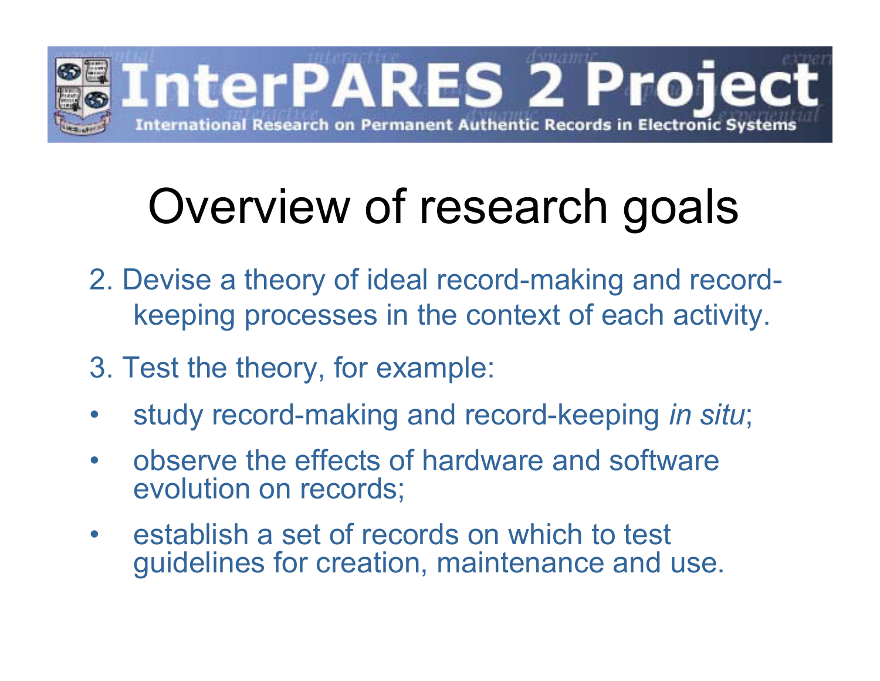# InterPARES 2 Project

International Research on Permanent Authentic Records in Electronic Systems

## Overview of research goals

2. Devise a theory of ideal record-making and record-keeping processes in the context of each activity.

3. Test the theory, for example:

- study record-making and record-keeping *in situ*;
- observe the effects of hardware and software evolution on records;
- establish a set of records on which to test guidelines for creation, maintenance and use.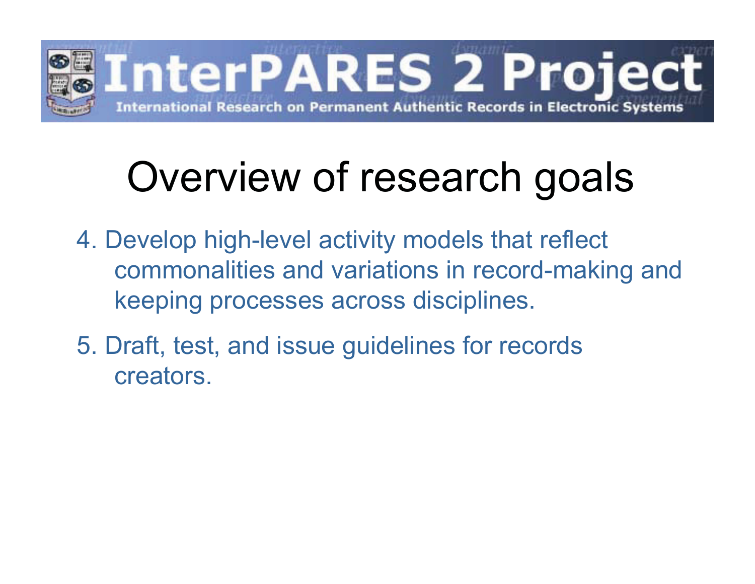# InterPARES 2 Project

International Research on Permanent Authentic Records in Electronic Systems

## Overview of research goals

4. Develop high-level activity models that reflect commonalities and variations in record-making and keeping processes across disciplines.
5. Draft, test, and issue guidelines for records creators.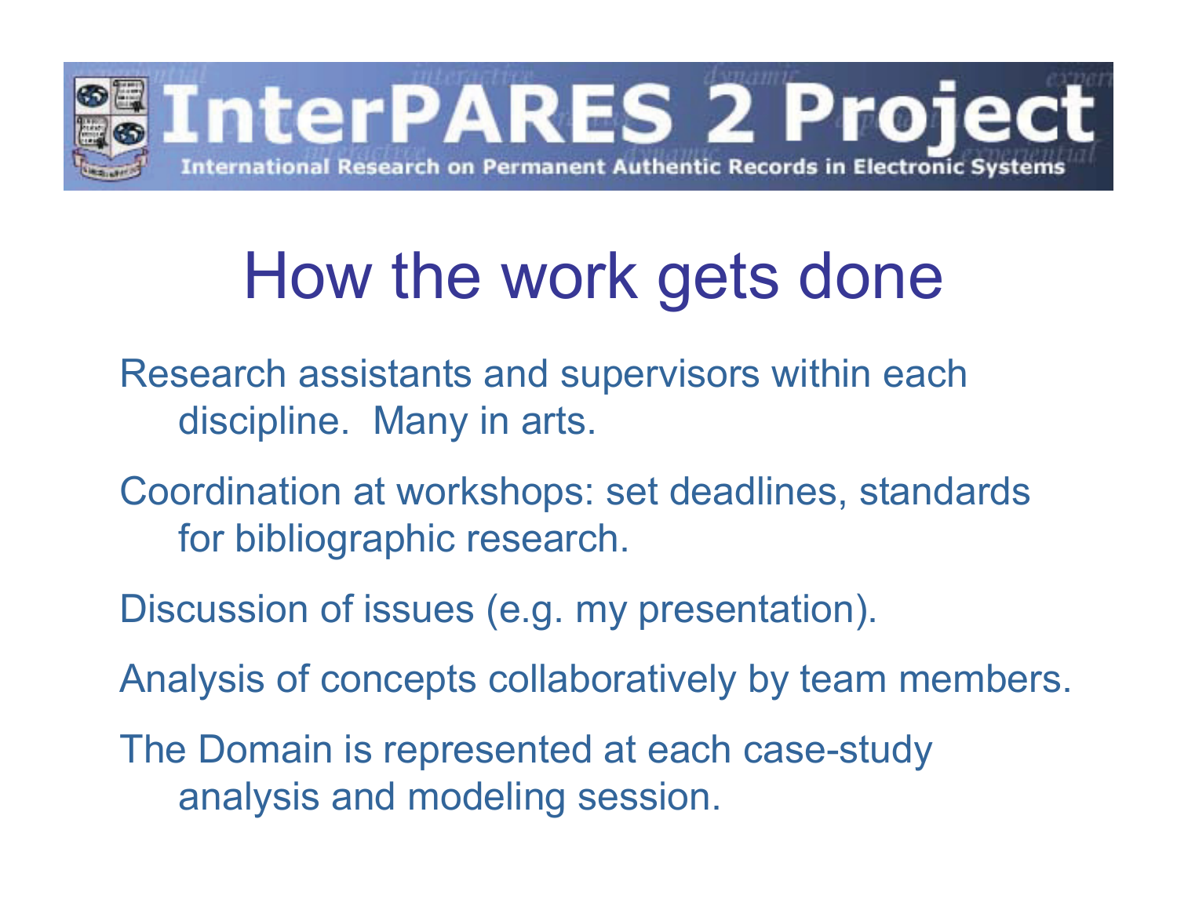# InterPARES 2 Project

International Research on Permanent Authentic Records in Electronic Systems

## How the work gets done

Research assistants and supervisors within each discipline. Many in arts.

Coordination at workshops: set deadlines, standards for bibliographic research.

Discussion of issues (e.g. my presentation).

Analysis of concepts collaboratively by team members.

The Domain is represented at each case-study analysis and modeling session.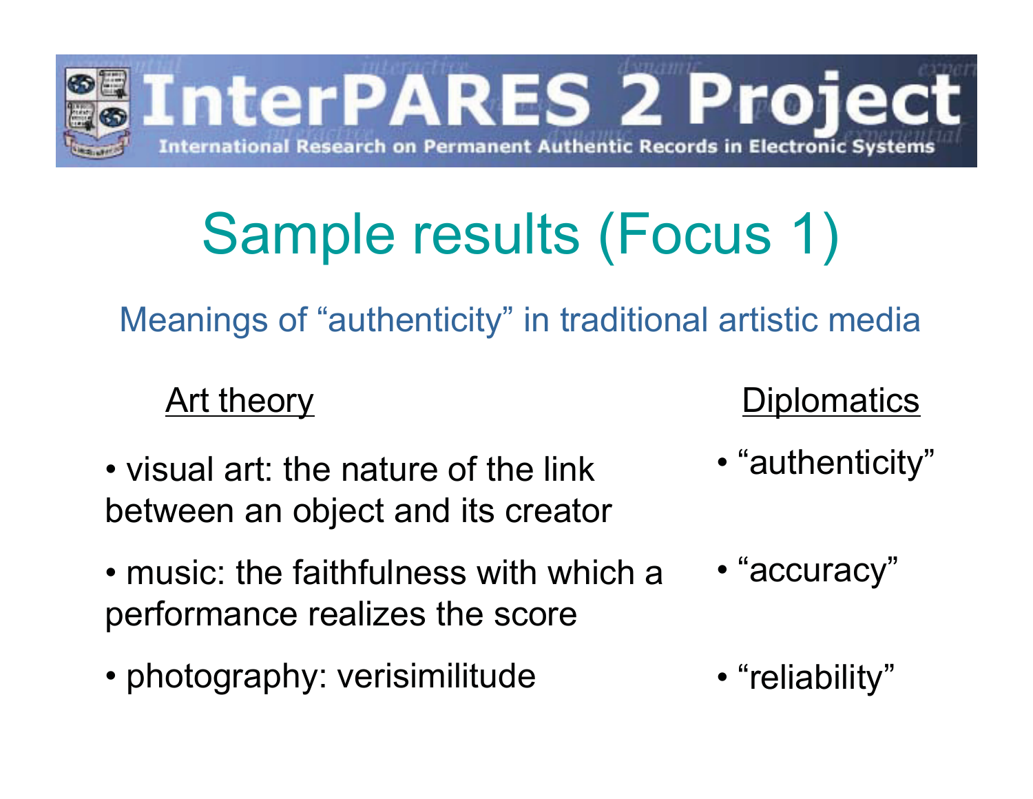# Sample results (Focus 1)

## Meanings of "authenticity" in traditional artistic media

| Art theory | Diplomatics |
| --- | --- |
| • visual art: the nature of the link between an object and its creator | • "authenticity" |
| • music: the faithfulness with which a performance realizes the score | • "accuracy" |
| • photography: verisimilitude | • "reliability" |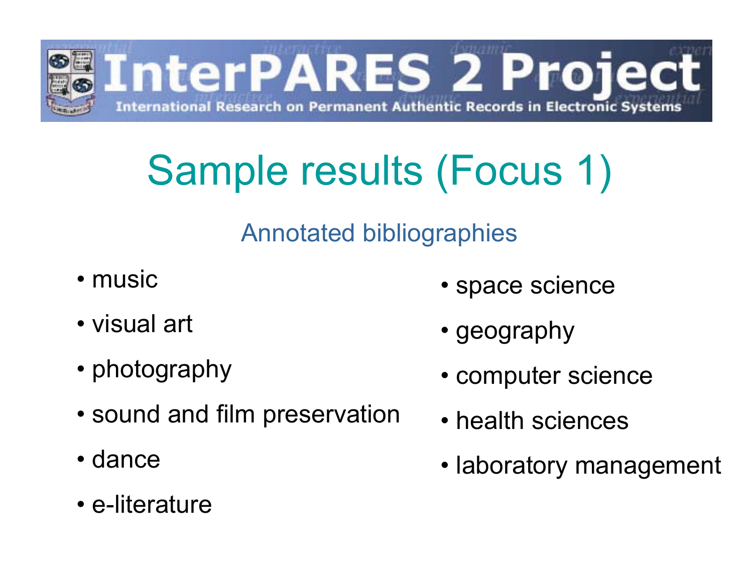# Sample results (Focus 1)

## Annotated bibliographies

- music
- visual art
- photography
- sound and film preservation
- dance
- e-literature
- space science
- geography
- computer science
- health sciences
- laboratory management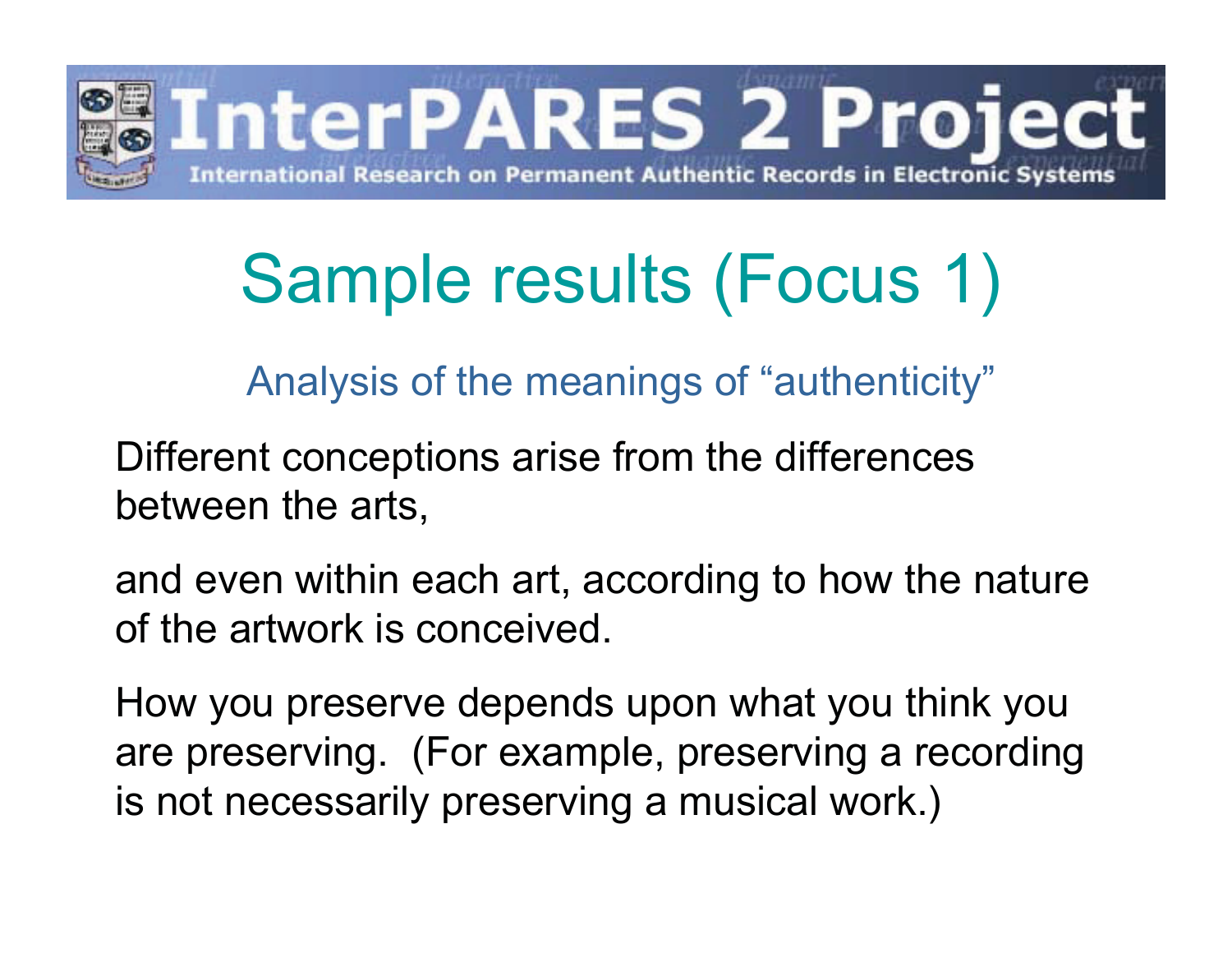# Sample results (Focus 1)

## Analysis of the meanings of "authenticity"

Different conceptions arise from the differences between the arts,

and even within each art, according to how the nature of the artwork is conceived.

How you preserve depends upon what you think you are preserving. (For example, preserving a recording is not necessarily preserving a musical work.)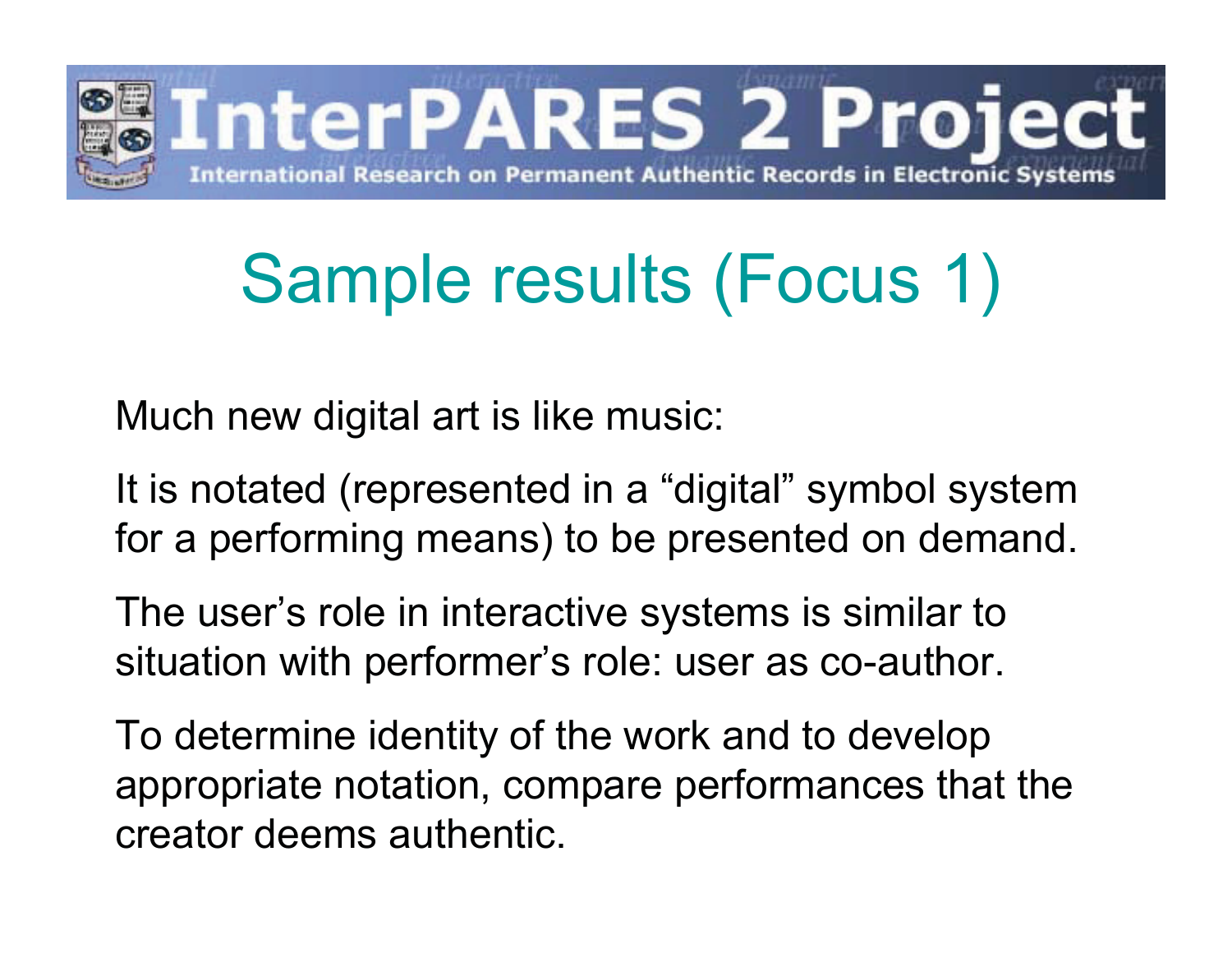# Sample results (Focus 1)

Much new digital art is like music:

It is notated (represented in a “digital” symbol system for a performing means) to be presented on demand.

The user’s role in interactive systems is similar to situation with performer’s role: user as co-author.

To determine identity of the work and to develop appropriate notation, compare performances that the creator deems authentic.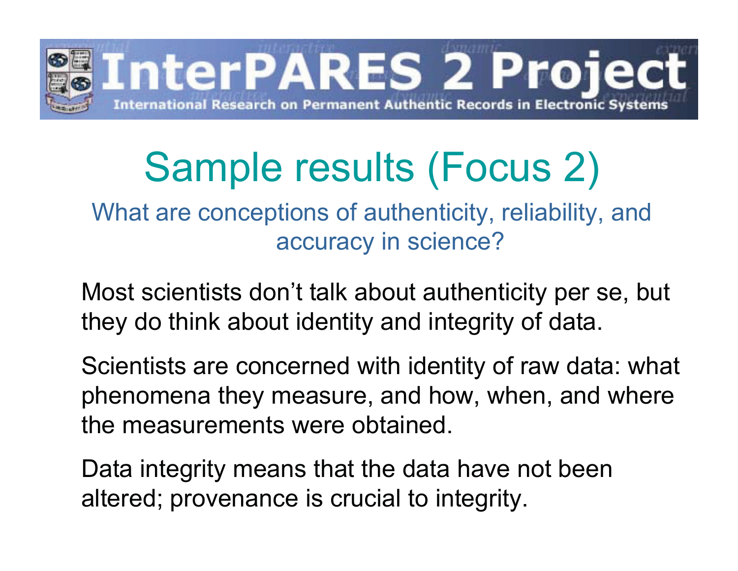# Sample results (Focus 2)

## What are conceptions of authenticity, reliability, and accuracy in science?

Most scientists don't talk about authenticity per se, but they do think about identity and integrity of data.

Scientists are concerned with identity of raw data: what phenomena they measure, and how, when, and where the measurements were obtained.

Data integrity means that the data have not been altered; provenance is crucial to integrity.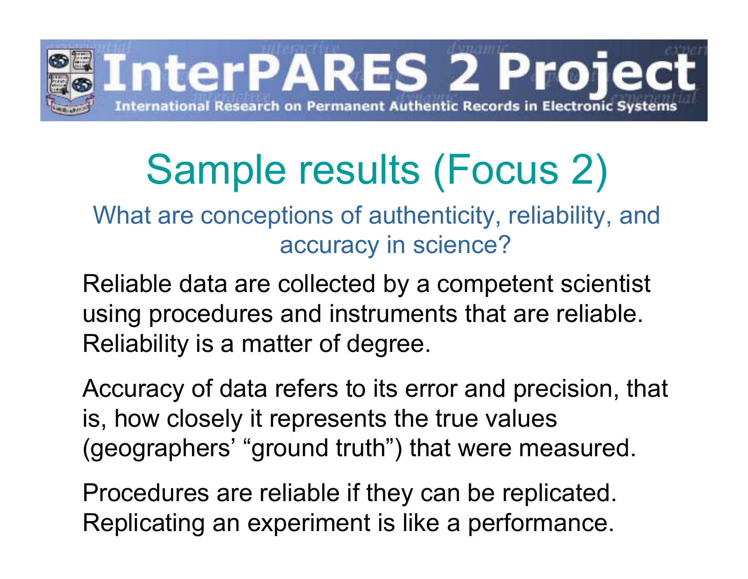# Sample results (Focus 2)

## What are conceptions of authenticity, reliability, and accuracy in science?

Reliable data are collected by a competent scientist using procedures and instruments that are reliable. Reliability is a matter of degree.

Accuracy of data refers to its error and precision, that is, how closely it represents the true values (geographers' "ground truth") that were measured.

Procedures are reliable if they can be replicated. Replicating an experiment is like a performance.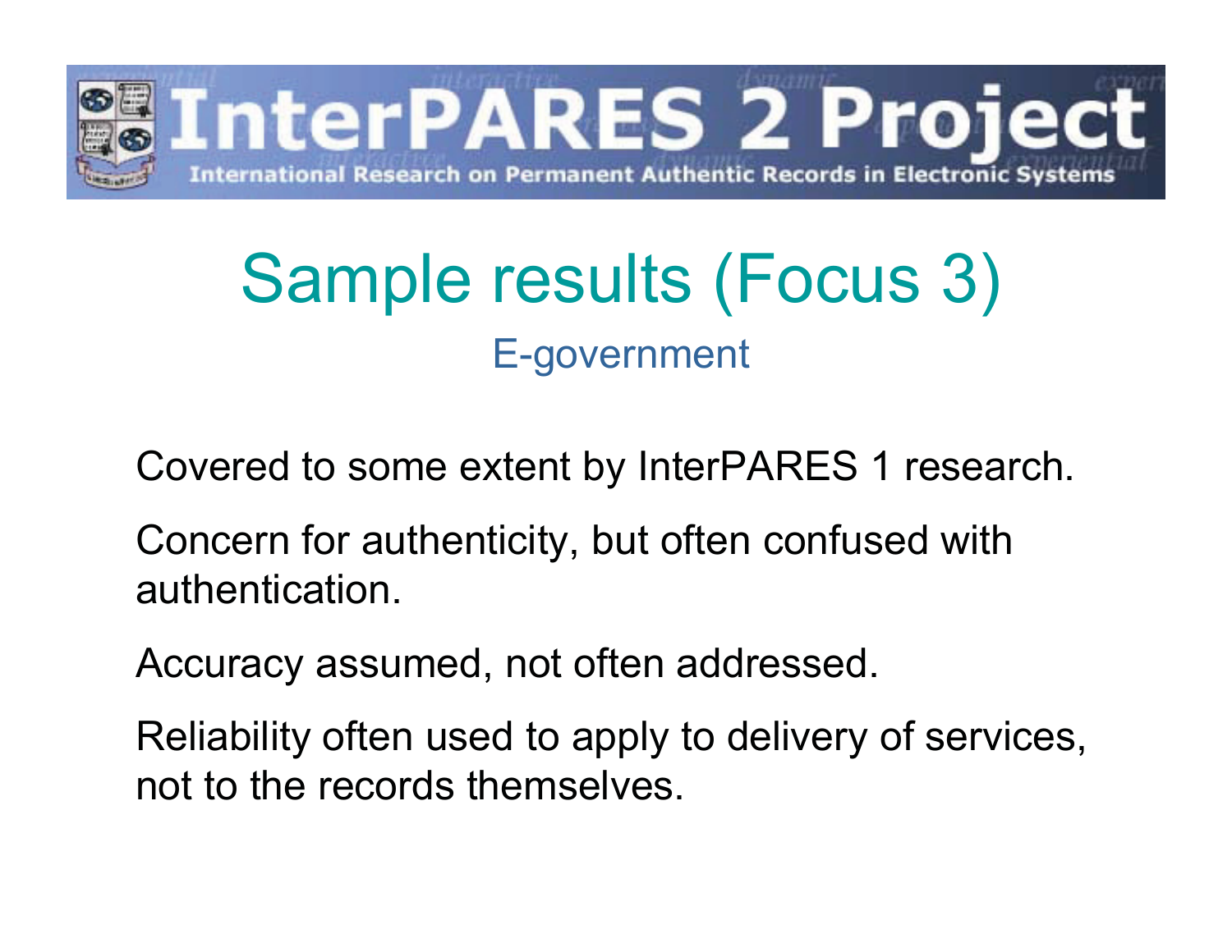# Sample results (Focus 3)

## E-government

Covered to some extent by InterPARES 1 research.

Concern for authenticity, but often confused with authentication.

Accuracy assumed, not often addressed.

Reliability often used to apply to delivery of services, not to the records themselves.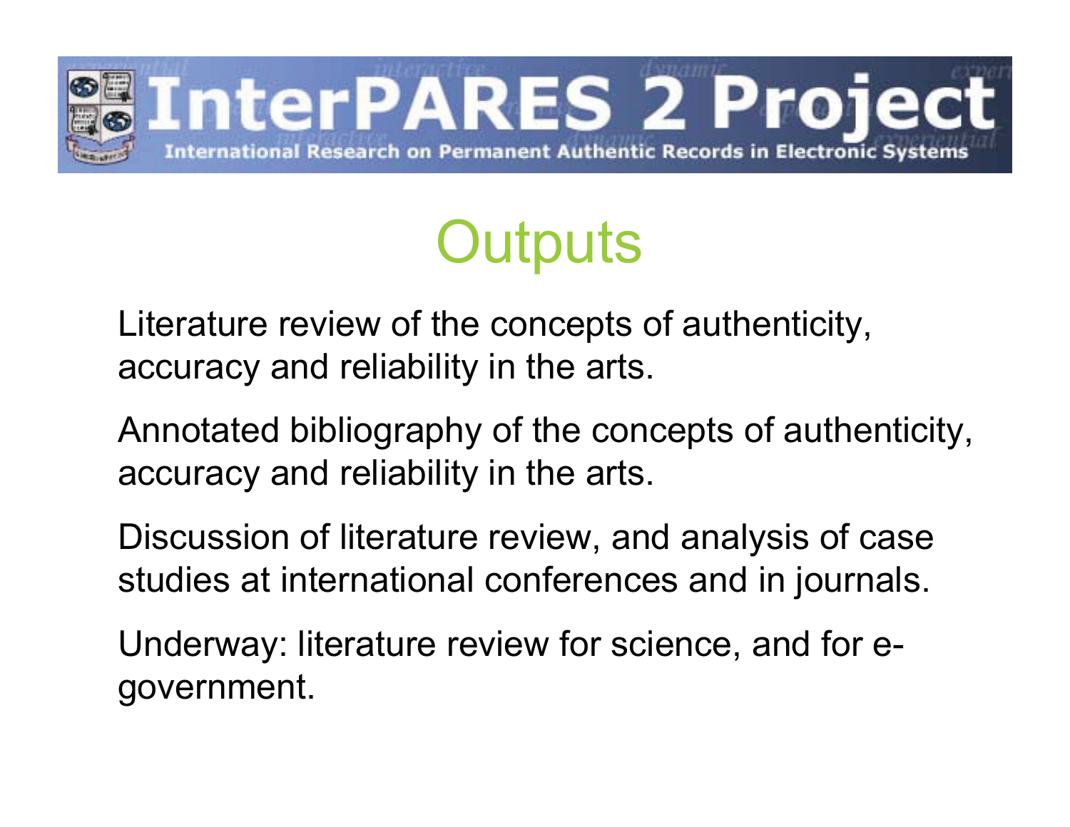# InterPARES 2 Project

International Research on Permanent Authentic Records in Electronic Systems

## Outputs

Literature review of the concepts of authenticity, accuracy and reliability in the arts.

Annotated bibliography of the concepts of authenticity, accuracy and reliability in the arts.

Discussion of literature review, and analysis of case studies at international conferences and in journals.

Underway: literature review for science, and for e-government.